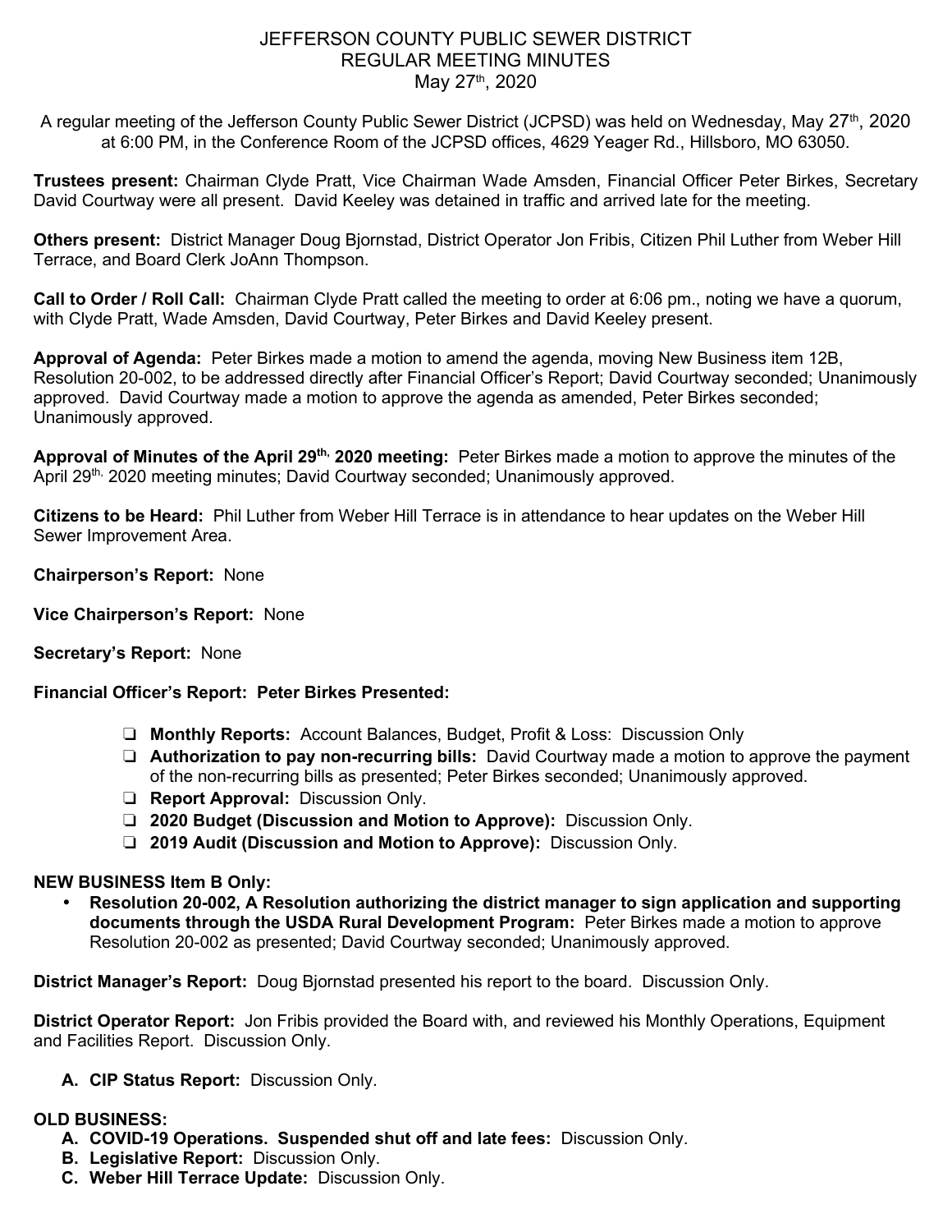# JEFFERSON COUNTY PUBLIC SEWER DISTRICT
## REGULAR MEETING MINUTES
### May 27th, 2020

A regular meeting of the Jefferson County Public Sewer District (JCPSD) was held on Wednesday, May 27th, 2020 at 6:00 PM, in the Conference Room of the JCPSD offices, 4629 Yeager Rd., Hillsboro, MO 63050.

**Trustees present:** Chairman Clyde Pratt, Vice Chairman Wade Amsden, Financial Officer Peter Birkes, Secretary David Courtway were all present. David Keeley was detained in traffic and arrived late for the meeting.

**Others present:** District Manager Doug Bjornstad, District Operator Jon Fribis, Citizen Phil Luther from Weber Hill Terrace, and Board Clerk JoAnn Thompson.

**Call to Order / Roll Call:** Chairman Clyde Pratt called the meeting to order at 6:06 pm., noting we have a quorum, with Clyde Pratt, Wade Amsden, David Courtway, Peter Birkes and David Keeley present.

**Approval of Agenda:** Peter Birkes made a motion to amend the agenda, moving New Business item 12B, Resolution 20-002, to be addressed directly after Financial Officer's Report; David Courtway seconded; Unanimously approved. David Courtway made a motion to approve the agenda as amended, Peter Birkes seconded; Unanimously approved.

**Approval of Minutes of the April 29th, 2020 meeting:** Peter Birkes made a motion to approve the minutes of the April 29th, 2020 meeting minutes; David Courtway seconded; Unanimously approved.

**Citizens to be Heard:** Phil Luther from Weber Hill Terrace is in attendance to hear updates on the Weber Hill Sewer Improvement Area.

**Chairperson's Report:** None

**Vice Chairperson's Report:** None

**Secretary's Report:** None

**Financial Officer's Report: Peter Birkes Presented:**

- **Monthly Reports:** Account Balances, Budget, Profit & Loss: Discussion Only
- **Authorization to pay non-recurring bills:** David Courtway made a motion to approve the payment of the non-recurring bills as presented; Peter Birkes seconded; Unanimously approved.
- **Report Approval:** Discussion Only.
- **2020 Budget (Discussion and Motion to Approve):** Discussion Only.
- **2019 Audit (Discussion and Motion to Approve):** Discussion Only.

**NEW BUSINESS Item B Only:**

- **Resolution 20-002, A Resolution authorizing the district manager to sign application and supporting documents through the USDA Rural Development Program:** Peter Birkes made a motion to approve Resolution 20-002 as presented; David Courtway seconded; Unanimously approved.

**District Manager's Report:** Doug Bjornstad presented his report to the board. Discussion Only.

**District Operator Report:** Jon Fribis provided the Board with, and reviewed his Monthly Operations, Equipment and Facilities Report. Discussion Only.

A. **CIP Status Report:** Discussion Only.

**OLD BUSINESS:**

A. **COVID-19 Operations. Suspended shut off and late fees:** Discussion Only.
B. **Legislative Report:** Discussion Only.
C. **Weber Hill Terrace Update:** Discussion Only.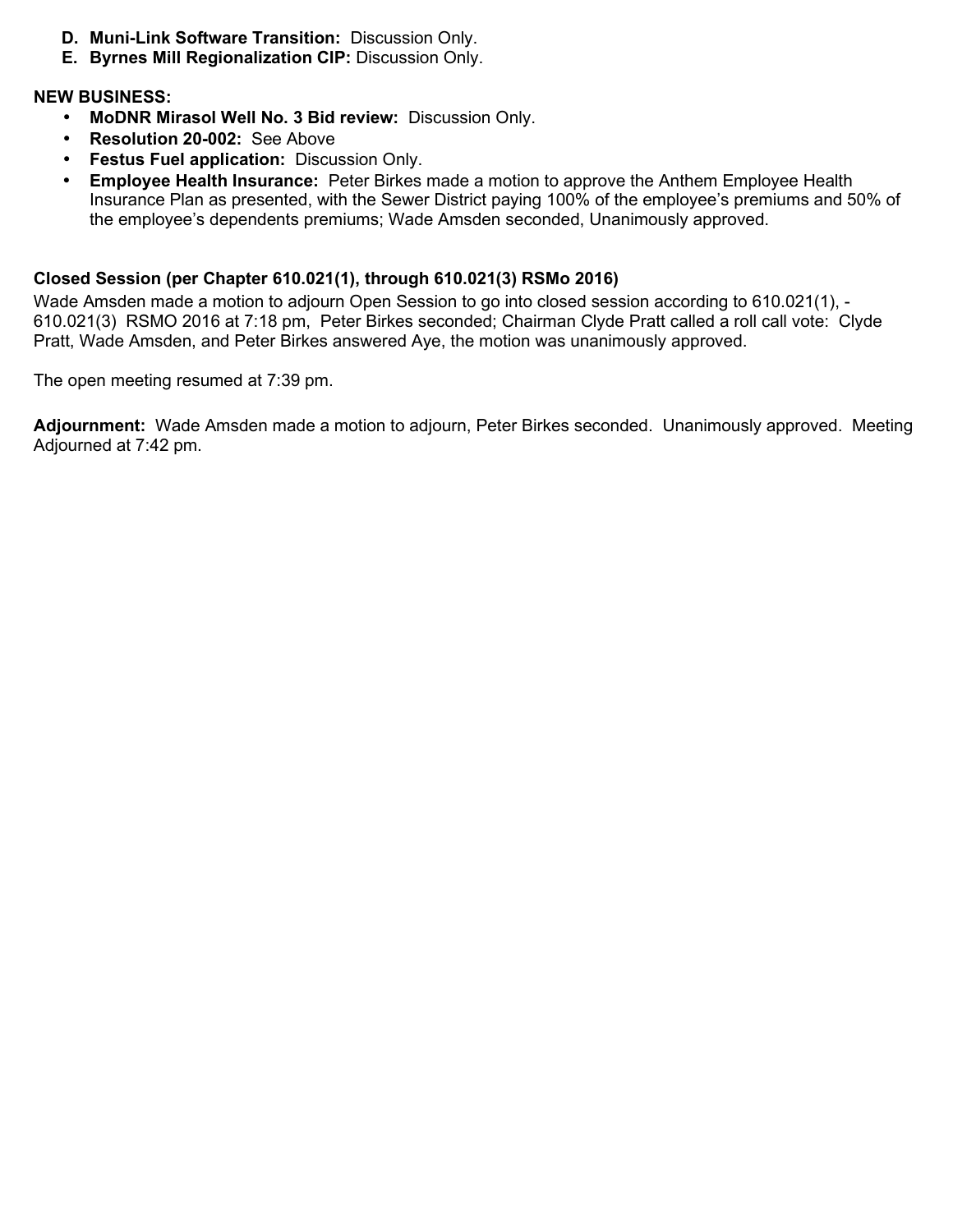D. **Muni-Link Software Transition:** Discussion Only.
E. **Byrnes Mill Regionalization CIP:** Discussion Only.

**NEW BUSINESS:**

- **MoDNR Mirasol Well No. 3 Bid review:** Discussion Only.
- **Resolution 20-002:** See Above
- **Festus Fuel application:** Discussion Only.
- **Employee Health Insurance:** Peter Birkes made a motion to approve the Anthem Employee Health Insurance Plan as presented, with the Sewer District paying 100% of the employee's premiums and 50% of the employee's dependents premiums; Wade Amsden seconded, Unanimously approved.

**Closed Session (per Chapter 610.021(1), through 610.021(3) RSMo 2016)**

Wade Amsden made a motion to adjourn Open Session to go into closed session according to 610.021(1), -610.021(3) RSMO 2016 at 7:18 pm, Peter Birkes seconded; Chairman Clyde Pratt called a roll call vote: Clyde Pratt, Wade Amsden, and Peter Birkes answered Aye, the motion was unanimously approved.

The open meeting resumed at 7:39 pm.

**Adjournment:** Wade Amsden made a motion to adjourn, Peter Birkes seconded. Unanimously approved. Meeting Adjourned at 7:42 pm.